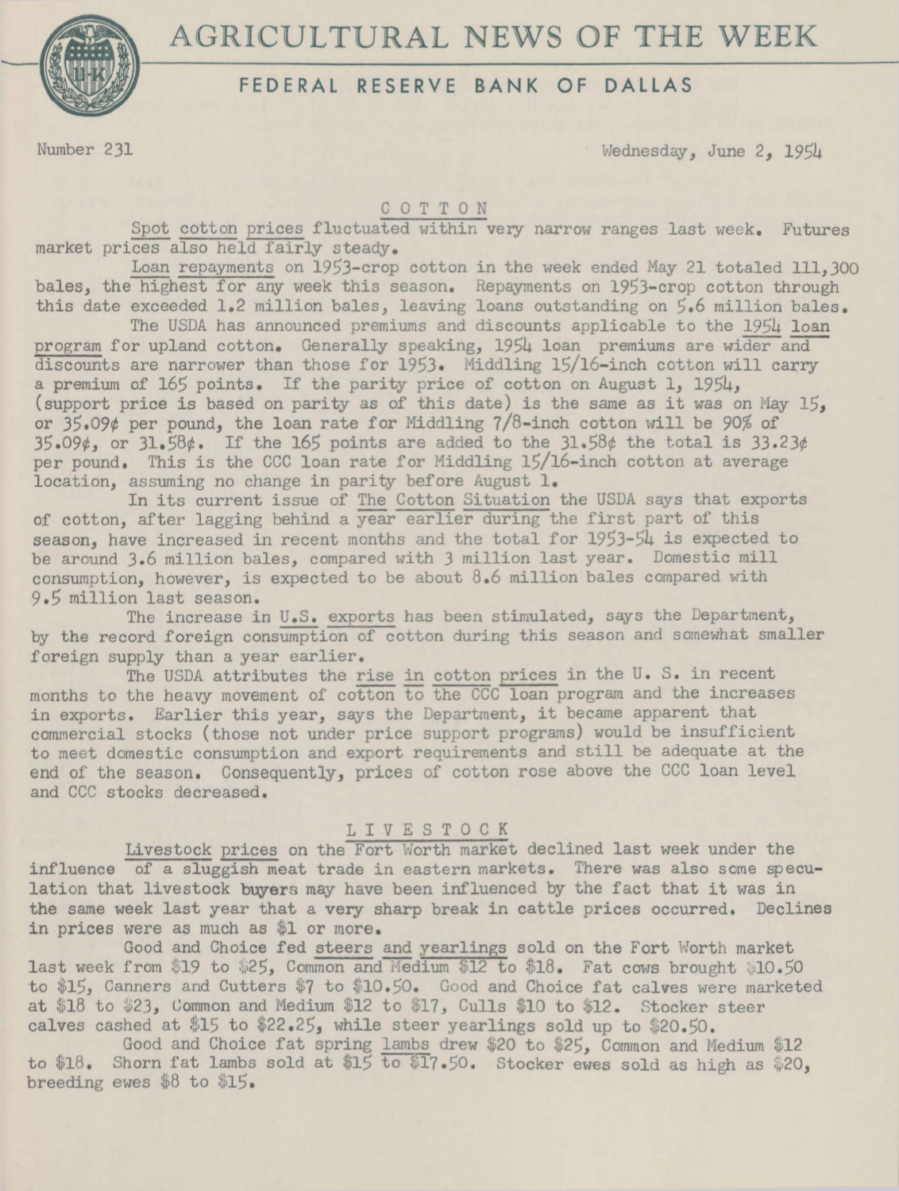# AGRICULTURAL NEWS OF THE WEEK

## FEDERAL RESERVE BANK OF DALLAS

Number 231 — Wednesday, June 2, 1954

### COTTON

Spot cotton prices fluctuated within very narrow ranges last week. Futures market prices also held fairly steady.

Loan repayments on 1953-crop cotton in the week ended May 21 totaled 111,300 bales, the highest for any week this season. Repayments on 1953-crop cotton through this date exceeded 1.2 million bales, leaving loans outstanding on 5.6 million bales.

The USDA has announced premiums and discounts applicable to the 1954 loan program for upland cotton. Generally speaking, 1954 loan premiums are wider and discounts are narrower than those for 1953. Middling 15/16-inch cotton will carry a premium of 165 points. If the parity price of cotton on August 1, 1954, (support price is based on parity as of this date) is the same as it was on May 15, or 35.09¢ per pound, the loan rate for Middling 7/8-inch cotton will be 90% of 35.09¢, or 31.58¢. If the 165 points are added to the 31.58¢ the total is 33.23¢ per pound. This is the CCC loan rate for Middling 15/16-inch cotton at average location, assuming no change in parity before August 1.

In its current issue of The Cotton Situation the USDA says that exports of cotton, after lagging behind a year earlier during the first part of this season, have increased in recent months and the total for 1953-54 is expected to be around 3.6 million bales, compared with 3 million last year. Domestic mill consumption, however, is expected to be about 8.6 million bales compared with 9.5 million last season.

The increase in U.S. exports has been stimulated, says the Department, by the record foreign consumption of cotton during this season and somewhat smaller foreign supply than a year earlier.

The USDA attributes the rise in cotton prices in the U. S. in recent months to the heavy movement of cotton to the CCC loan program and the increases in exports. Earlier this year, says the Department, it became apparent that commercial stocks (those not under price support programs) would be insufficient to meet domestic consumption and export requirements and still be adequate at the end of the season. Consequently, prices of cotton rose above the CCC loan level and CCC stocks decreased.

### LIVESTOCK

Livestock prices on the Fort Worth market declined last week under the influence of a sluggish meat trade in eastern markets. There was also some speculation that livestock buyers may have been influenced by the fact that it was in the same week last year that a very sharp break in cattle prices occurred. Declines in prices were as much as $1 or more.

Good and Choice fed steers and yearlings sold on the Fort Worth market last week from $19 to $25, Common and Medium $12 to $18. Fat cows brought $10.50 to $15, Canners and Cutters $7 to $10.50. Good and Choice fat calves were marketed at $18 to $23, Common and Medium $12 to $17, Culls $10 to $12. Stocker steer calves cashed at $15 to $22.25, while steer yearlings sold up to $20.50.

Good and Choice fat spring lambs drew $20 to $25, Common and Medium $12 to $18. Shorn fat lambs sold at $15 to $17.50. Stocker ewes sold as high as $20, breeding ewes $8 to $15.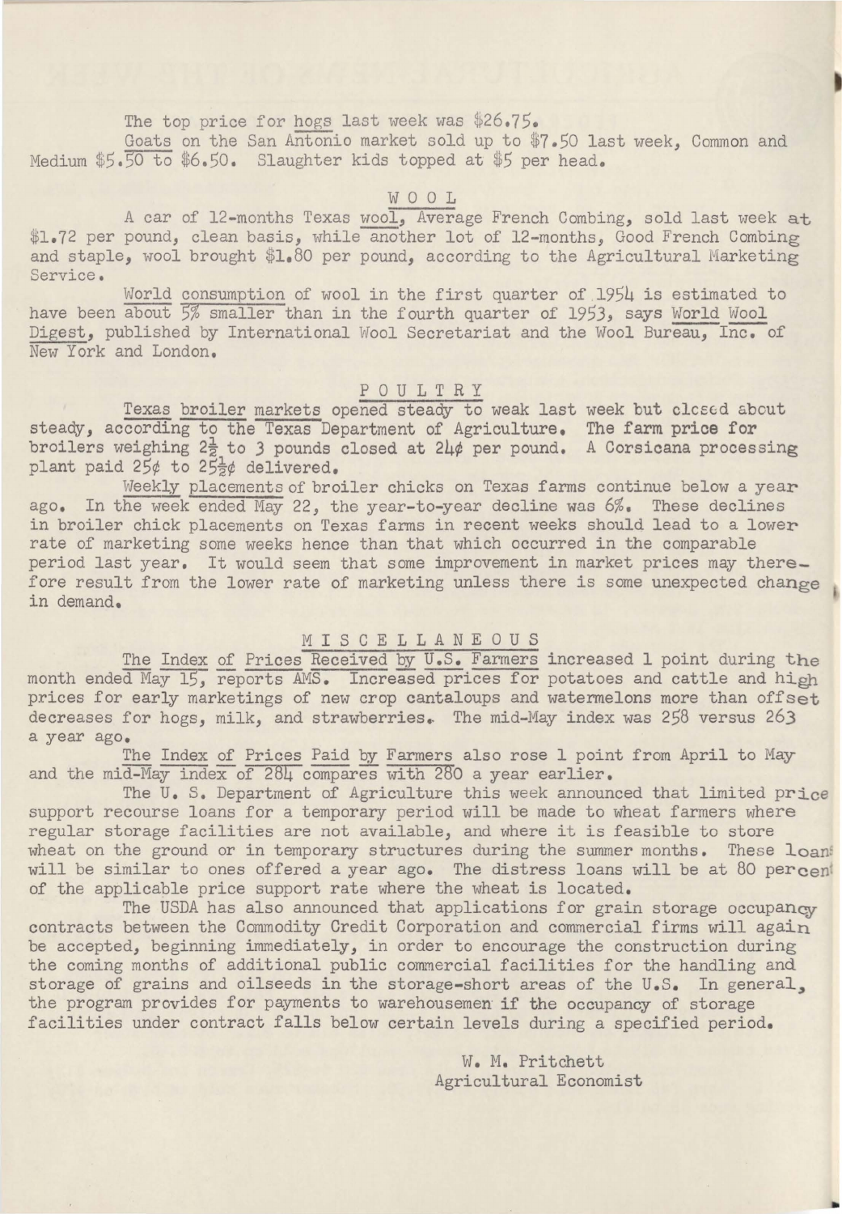The top price for hogs last week was $26.75.

Goats on the San Antonio market sold up to $7.50 last week, Common and Medium $5.50 to $6.50. Slaughter kids topped at $5 per head.

## W O O L

A car of 12-months Texas wool, Average French Combing, sold last week at $1.72 per pound, clean basis, while another lot of 12-months, Good French Combing and staple, wool brought $1.80 per pound, according to the Agricultural Marketing Service.

World consumption of wool in the first quarter of 1954 is estimated to have been about 5% smaller than in the fourth quarter of 1953, says World Wool Digest, published by International Wool Secretariat and the Wool Bureau, Inc. of New York and London.

## P O U L T R Y

Texas broiler markets opened steady to weak last week but closed about steady, according to the Texas Department of Agriculture. The farm price for broilers weighing 2½ to 3 pounds closed at 24¢ per pound. A Corsicana processing plant paid 25¢ to 25½¢ delivered.

Weekly placements of broiler chicks on Texas farms continue below a year ago. In the week ended May 22, the year-to-year decline was 6%. These declines in broiler chick placements on Texas farms in recent weeks should lead to a lower rate of marketing some weeks hence than that which occurred in the comparable period last year. It would seem that some improvement in market prices may therefore result from the lower rate of marketing unless there is some unexpected change in demand.

## M I S C E L L A N E O U S

The Index of Prices Received by U.S. Farmers increased 1 point during the month ended May 15, reports AMS. Increased prices for potatoes and cattle and high prices for early marketings of new crop cantaloups and watermelons more than offset decreases for hogs, milk, and strawberries. The mid-May index was 258 versus 263 a year ago.

The Index of Prices Paid by Farmers also rose 1 point from April to May and the mid-May index of 284 compares with 280 a year earlier.

The U. S. Department of Agriculture this week announced that limited price support recourse loans for a temporary period will be made to wheat farmers where regular storage facilities are not available, and where it is feasible to store wheat on the ground or in temporary structures during the summer months. These loans will be similar to ones offered a year ago. The distress loans will be at 80 percent of the applicable price support rate where the wheat is located.

The USDA has also announced that applications for grain storage occupancy contracts between the Commodity Credit Corporation and commercial firms will again be accepted, beginning immediately, in order to encourage the construction during the coming months of additional public commercial facilities for the handling and storage of grains and oilseeds in the storage-short areas of the U.S. In general, the program provides for payments to warehousemen if the occupancy of storage facilities under contract falls below certain levels during a specified period.

W. M. Pritchett
Agricultural Economist